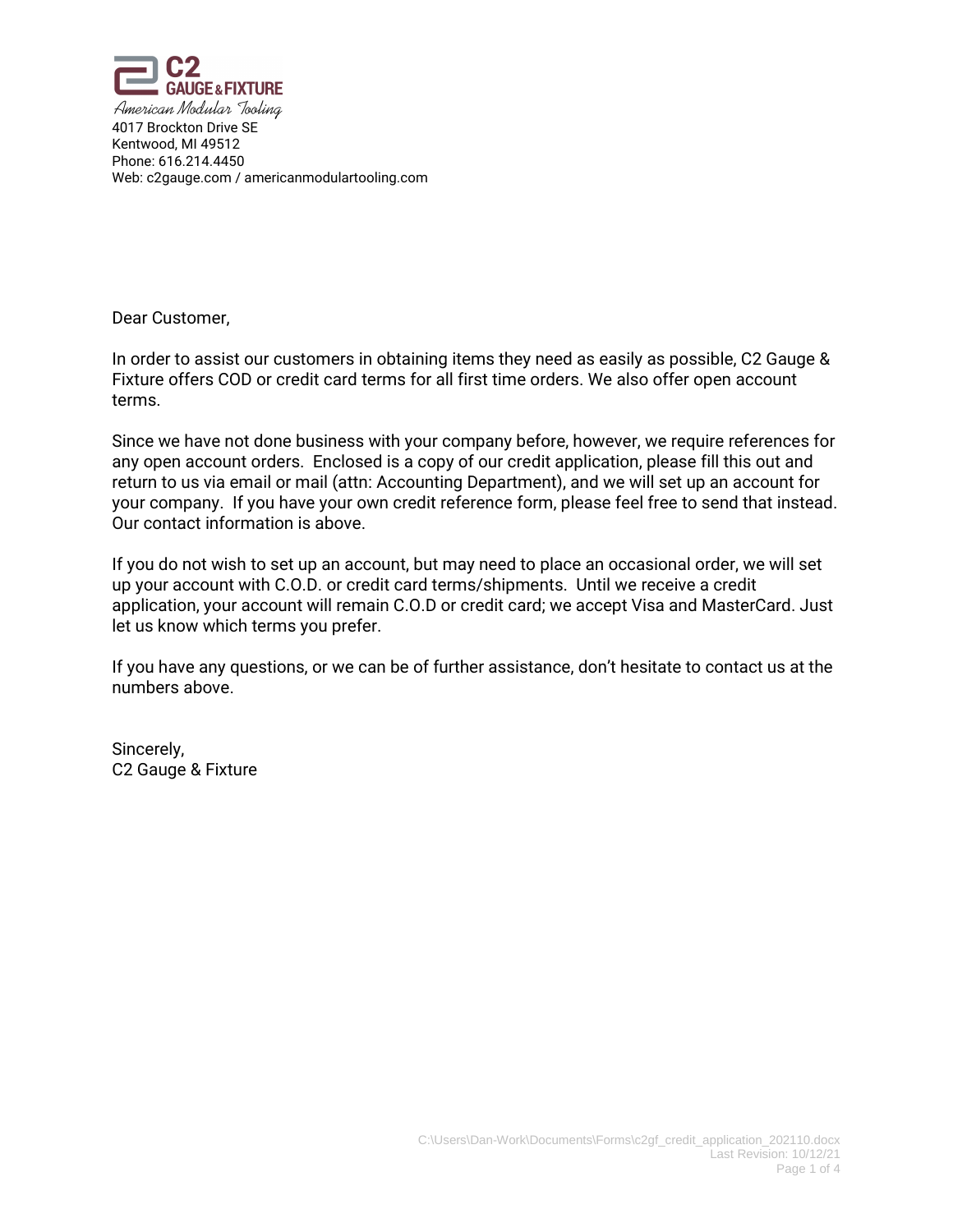**C2 GAUGE & FIXTURE**
*American Modular Tooling*

4017 Brockton Drive SE
Kentwood, MI 49512
Phone: 616.214.4450
Web: c2gauge.com / americanmodulartooling.com

Dear Customer,

In order to assist our customers in obtaining items they need as easily as possible, C2 Gauge & Fixture offers COD or credit card terms for all first time orders. We also offer open account terms.

Since we have not done business with your company before, however, we require references for any open account orders. Enclosed is a copy of our credit application, please fill this out and return to us via email or mail (attn: Accounting Department), and we will set up an account for your company. If you have your own credit reference form, please feel free to send that instead. Our contact information is above.

If you do not wish to set up an account, but may need to place an occasional order, we will set up your account with C.O.D. or credit card terms/shipments. Until we receive a credit application, your account will remain C.O.D or credit card; we accept Visa and MasterCard. Just let us know which terms you prefer.

If you have any questions, or we can be of further assistance, don't hesitate to contact us at the numbers above.

Sincerely,
C2 Gauge & Fixture

C:\Users\Dan-Work\Documents\Forms\c2gf_credit_application_202110.docx
Last Revision: 10/12/21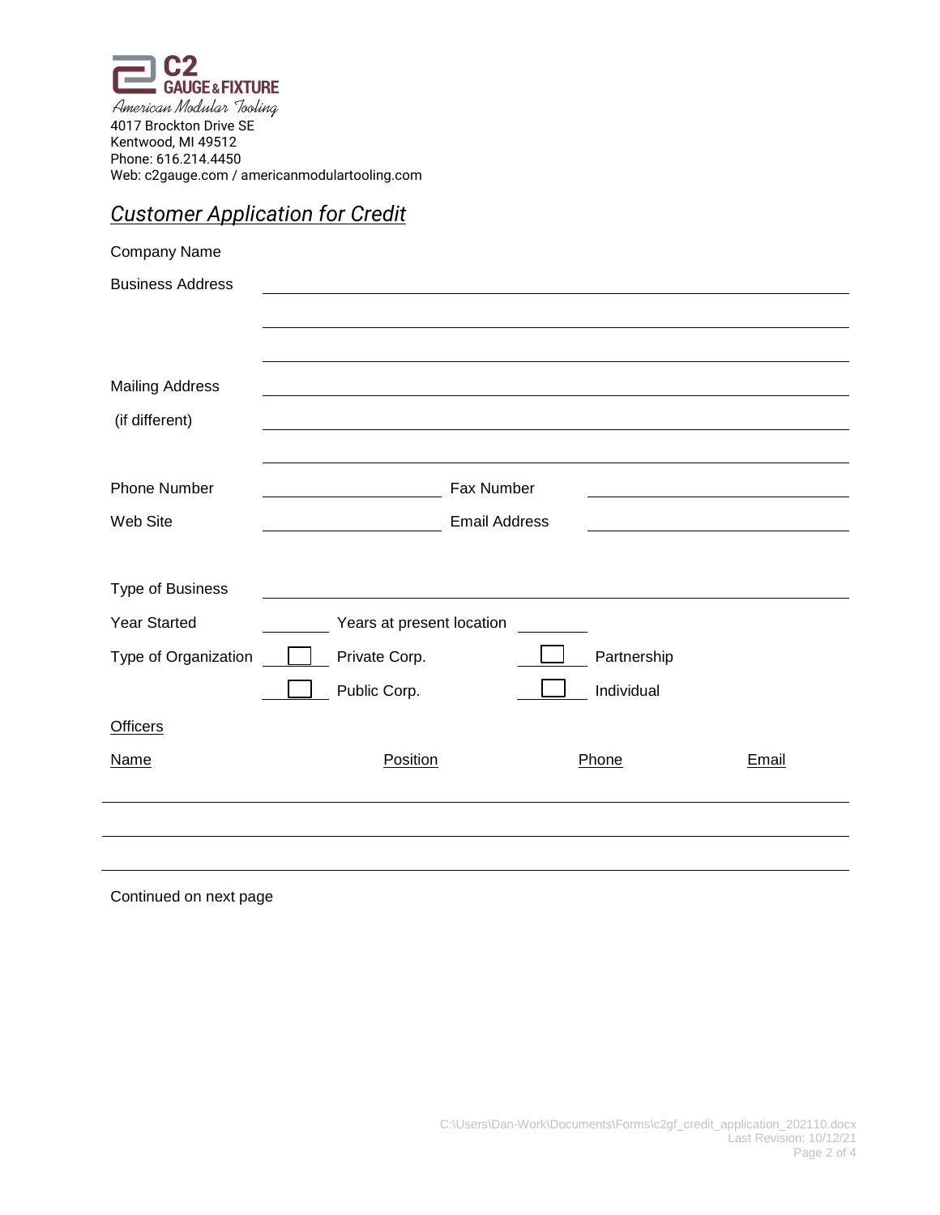C2 GAUGE & FIXTURE
American Modular Tooling
4017 Brockton Drive SE
Kentwood, MI 49512
Phone: 616.214.4450
Web: c2gauge.com / americanmodulartooling.com

## *Customer Application for Credit*

Company Name

Business Address ______________________________________

______________________________________

______________________________________

Mailing Address ______________________________________

(if different) ______________________________________

______________________________________

Phone Number ____________________ Fax Number ____________________

Web Site ____________________ Email Address ____________________

Type of Business ______________________________________

Year Started ________ Years at present location ________

Type of Organization ☐ Private Corp. ☐ Partnership

☐ Public Corp. ☐ Individual

Officers

| Name | Position | Phone | Email |
|---|---|---|---|
| | | | |
| | | | |
| | | | |

Continued on next page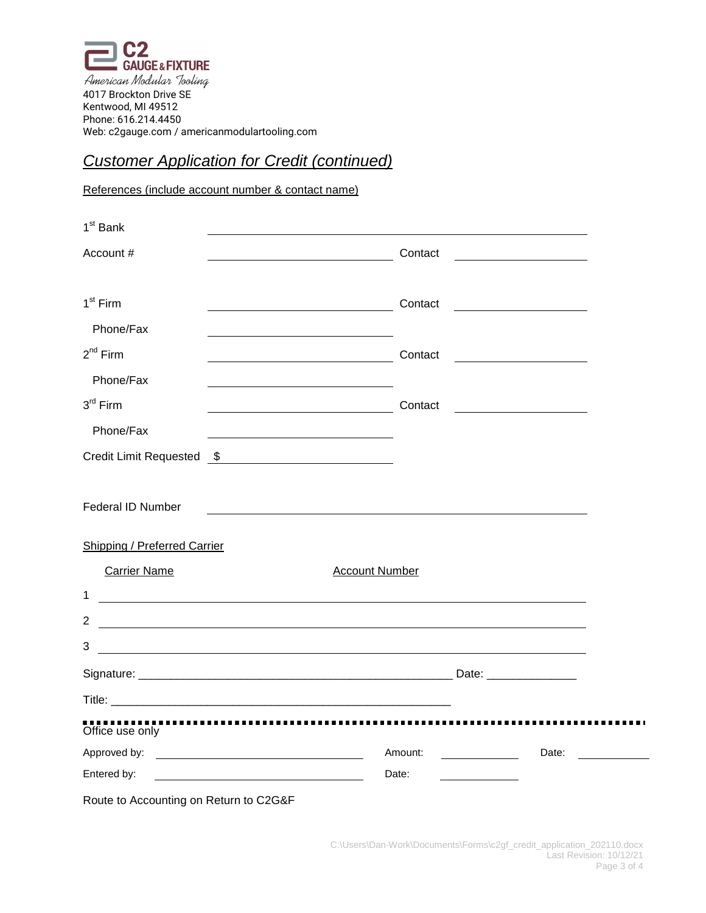**C2 GAUGE & FIXTURE**

*American Modular Tooling*

4017 Brockton Drive SE
Kentwood, MI 49512
Phone: 616.214.4450
Web: c2gauge.com / americanmodulartooling.com

## *Customer Application for Credit (continued)*

References (include account number & contact name)

1st Bank ______________________________________________

Account # ______________________ Contact ________________

1st Firm ______________________ Contact ________________

Phone/Fax ______________________

2nd Firm ______________________ Contact ________________

Phone/Fax ______________________

3rd Firm ______________________ Contact ________________

Phone/Fax ______________________

Credit Limit Requested $ ______________________

Federal ID Number ______________________________________________

Shipping / Preferred Carrier

| Carrier Name | Account Number |
|---|---|
| 1 | |
| 2 | |
| 3 | |

Signature: ___________________________________________________ Date: ______________

Title: _______________________________________________________

---

Office use only

Approved by: ______________________ Amount: ____________ Date: ____________

Entered by: ______________________ Date: ____________

Route to Accounting on Return to C2G&F

C:\Users\Dan-Work\Documents\Forms\c2gf_credit_application_202110.docx
Last Revision: 10/12/21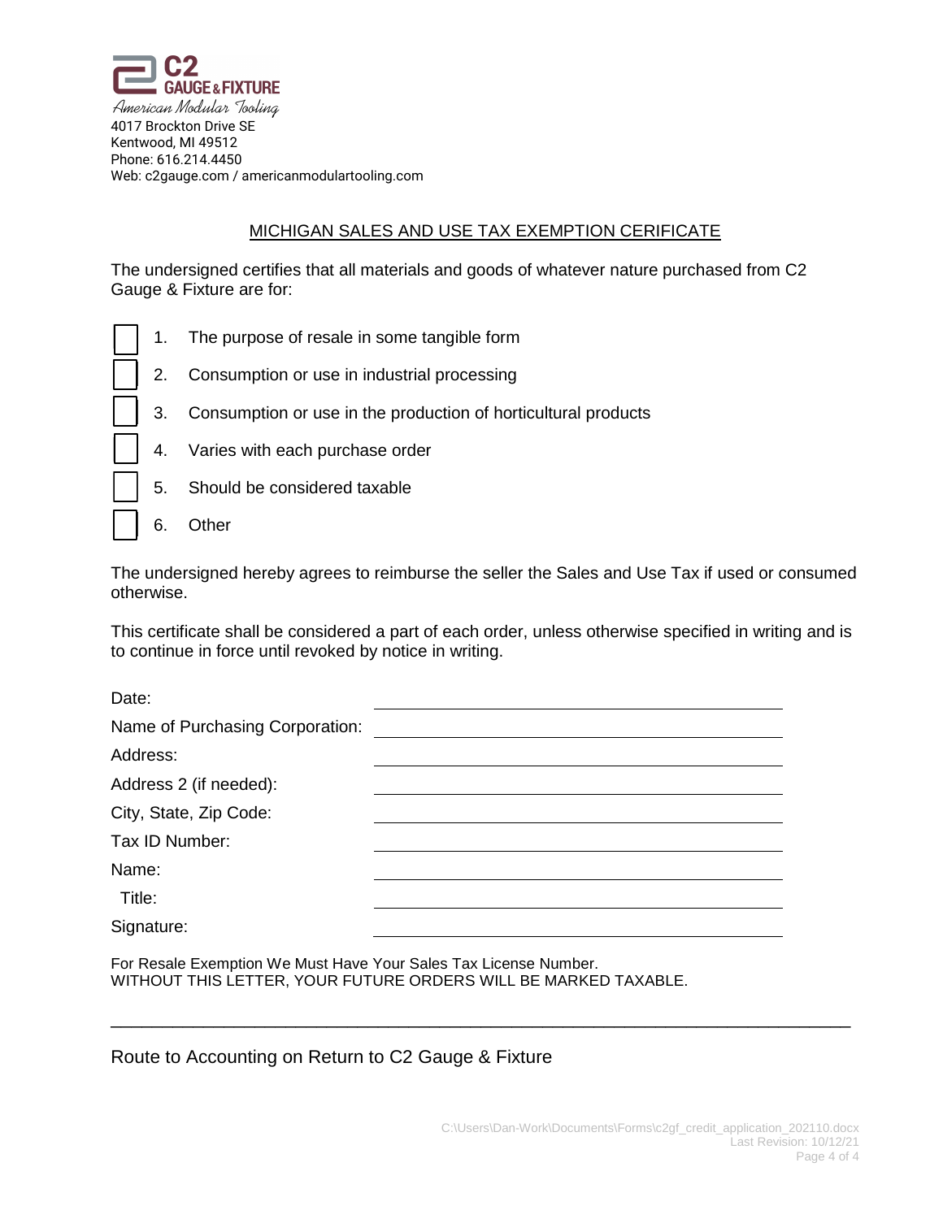**C2 GAUGE & FIXTURE**
*American Modular Tooling*
4017 Brockton Drive SE
Kentwood, MI 49512
Phone: 616.214.4450
Web: c2gauge.com / americanmodulartooling.com

## MICHIGAN SALES AND USE TAX EXEMPTION CERIFICATE

The undersigned certifies that all materials and goods of whatever nature purchased from C2 Gauge & Fixture are for:

- [ ] 1. The purpose of resale in some tangible form
- [ ] 2. Consumption or use in industrial processing
- [ ] 3. Consumption or use in the production of horticultural products
- [ ] 4. Varies with each purchase order
- [ ] 5. Should be considered taxable
- [ ] 6. Other

The undersigned hereby agrees to reimburse the seller the Sales and Use Tax if used or consumed otherwise.

This certificate shall be considered a part of each order, unless otherwise specified in writing and is to continue in force until revoked by notice in writing.

Date: ______________________________

Name of Purchasing Corporation: ______________________________

Address: ______________________________

Address 2 (if needed): ______________________________

City, State, Zip Code: ______________________________

Tax ID Number: ______________________________

Name: ______________________________

Title: ______________________________

Signature: ______________________________

For Resale Exemption We Must Have Your Sales Tax License Number.
WITHOUT THIS LETTER, YOUR FUTURE ORDERS WILL BE MARKED TAXABLE.

---

Route to Accounting on Return to C2 Gauge & Fixture

C:\Users\Dan-Work\Documents\Forms\c2gf_credit_application_202110.docx
Last Revision: 10/12/21